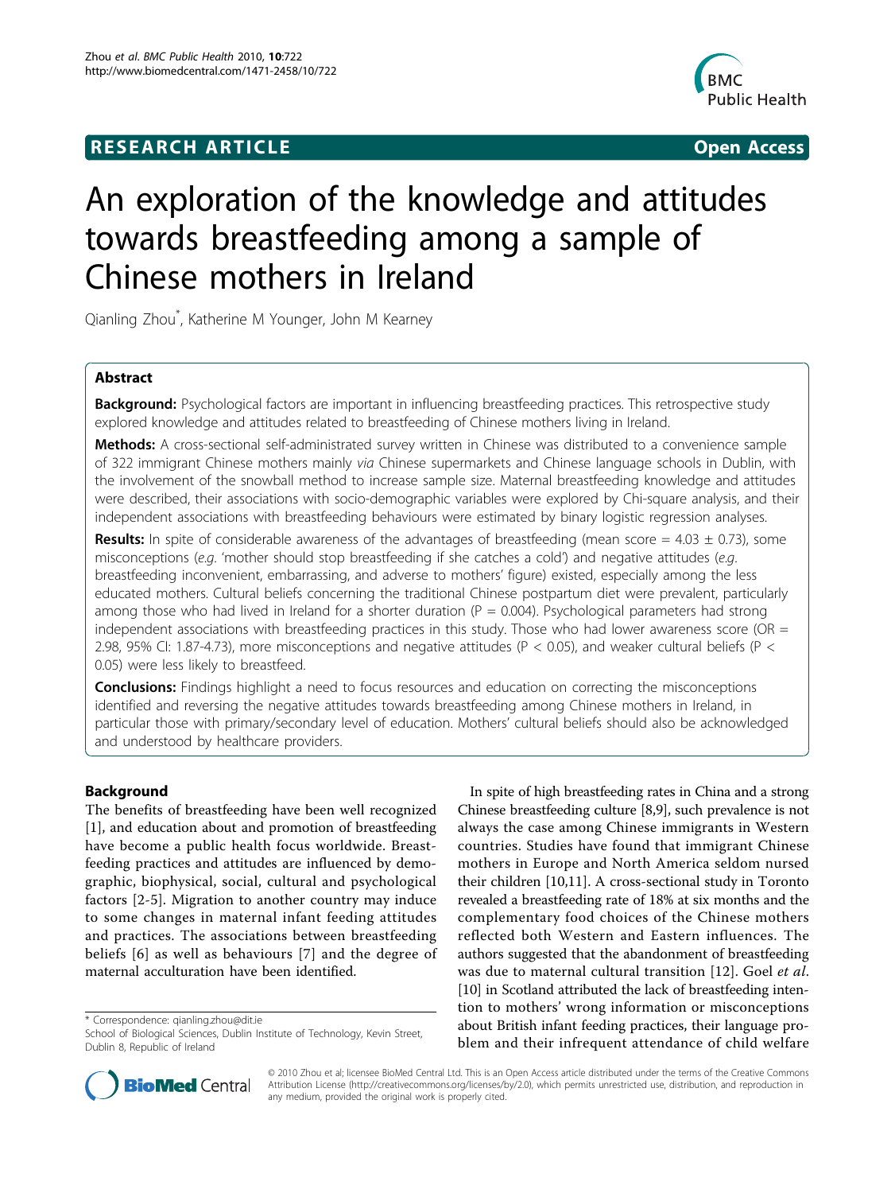RESEARCH ARTICLE

Open Access

# An exploration of the knowledge and attitudes towards breastfeeding among a sample of Chinese mothers in Ireland

Qianling Zhou*, Katherine M Younger, John M Kearney

## Abstract

**Background:** Psychological factors are important in influencing breastfeeding practices. This retrospective study explored knowledge and attitudes related to breastfeeding of Chinese mothers living in Ireland.

**Methods:** A cross-sectional self-administrated survey written in Chinese was distributed to a convenience sample of 322 immigrant Chinese mothers mainly *via* Chinese supermarkets and Chinese language schools in Dublin, with the involvement of the snowball method to increase sample size. Maternal breastfeeding knowledge and attitudes were described, their associations with socio-demographic variables were explored by Chi-square analysis, and their independent associations with breastfeeding behaviours were estimated by binary logistic regression analyses.

**Results:** In spite of considerable awareness of the advantages of breastfeeding (mean score = 4.03 ± 0.73), some misconceptions (*e.g.* 'mother should stop breastfeeding if she catches a cold') and negative attitudes (*e.g.* breastfeeding inconvenient, embarrassing, and adverse to mothers' figure) existed, especially among the less educated mothers. Cultural beliefs concerning the traditional Chinese postpartum diet were prevalent, particularly among those who had lived in Ireland for a shorter duration (P = 0.004). Psychological parameters had strong independent associations with breastfeeding practices in this study. Those who had lower awareness score (OR = 2.98, 95% CI: 1.87-4.73), more misconceptions and negative attitudes (P < 0.05), and weaker cultural beliefs (P < 0.05) were less likely to breastfeed.

**Conclusions:** Findings highlight a need to focus resources and education on correcting the misconceptions identified and reversing the negative attitudes towards breastfeeding among Chinese mothers in Ireland, in particular those with primary/secondary level of education. Mothers' cultural beliefs should also be acknowledged and understood by healthcare providers.

## Background

The benefits of breastfeeding have been well recognized [1], and education about and promotion of breastfeeding have become a public health focus worldwide. Breastfeeding practices and attitudes are influenced by demographic, biophysical, social, cultural and psychological factors [2-5]. Migration to another country may induce to some changes in maternal infant feeding attitudes and practices. The associations between breastfeeding beliefs [6] as well as behaviours [7] and the degree of maternal acculturation have been identified.

In spite of high breastfeeding rates in China and a strong Chinese breastfeeding culture [8,9], such prevalence is not always the case among Chinese immigrants in Western countries. Studies have found that immigrant Chinese mothers in Europe and North America seldom nursed their children [10,11]. A cross-sectional study in Toronto revealed a breastfeeding rate of 18% at six months and the complementary food choices of the Chinese mothers reflected both Western and Eastern influences. The authors suggested that the abandonment of breastfeeding was due to maternal cultural transition [12]. Goel *et al.* [10] in Scotland attributed the lack of breastfeeding intention to mothers' wrong information or misconceptions about British infant feeding practices, their language problem and their infrequent attendance of child welfare

\* Correspondence: qianling.zhou@dit.ie
School of Biological Sciences, Dublin Institute of Technology, Kevin Street, Dublin 8, Republic of Ireland

© 2010 Zhou et al; licensee BioMed Central Ltd. This is an Open Access article distributed under the terms of the Creative Commons Attribution License (http://creativecommons.org/licenses/by/2.0), which permits unrestricted use, distribution, and reproduction in any medium, provided the original work is properly cited.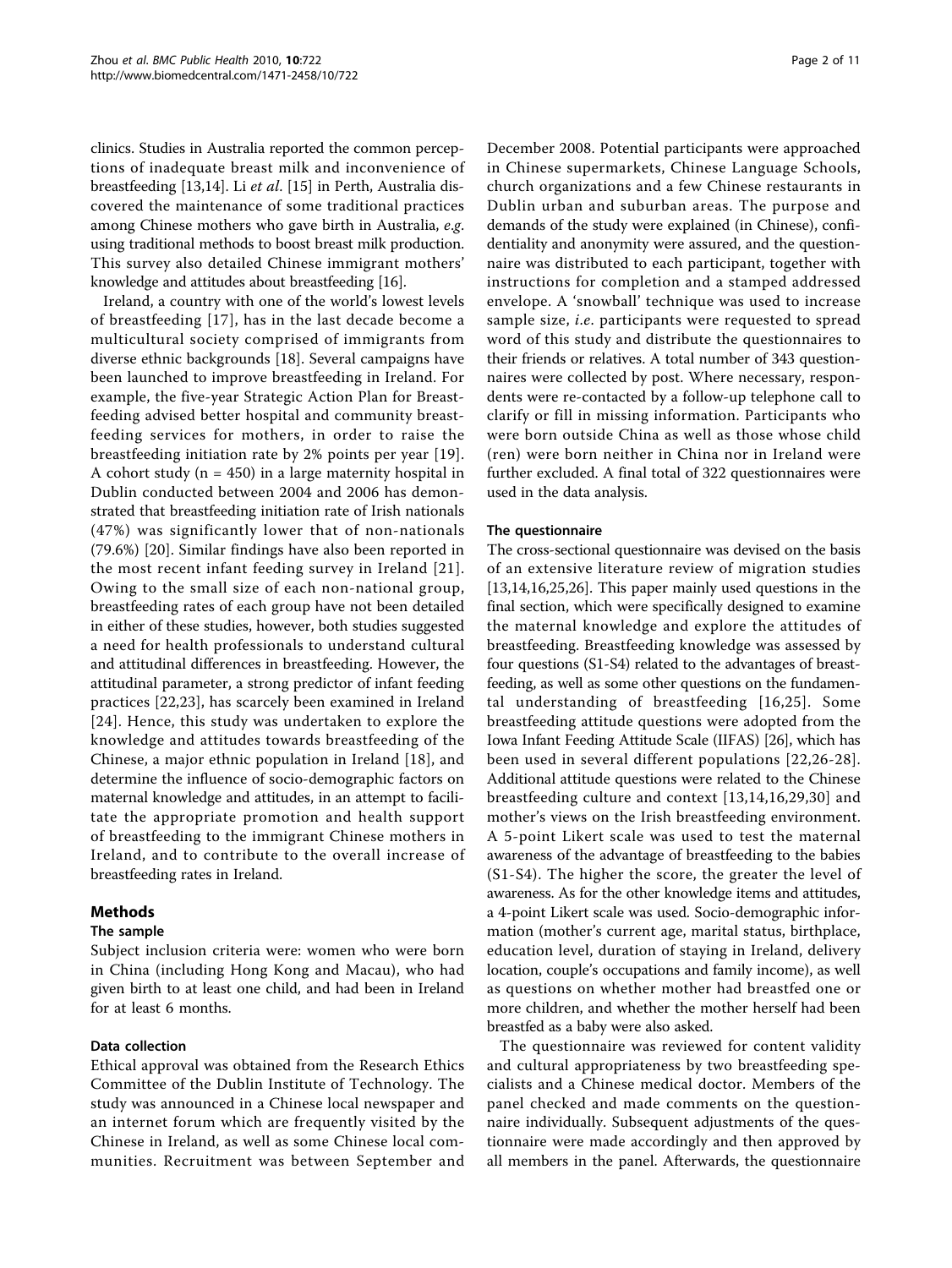clinics. Studies in Australia reported the common perceptions of inadequate breast milk and inconvenience of breastfeeding [13,14]. Li *et al*. [15] in Perth, Australia discovered the maintenance of some traditional practices among Chinese mothers who gave birth in Australia, *e.g.* using traditional methods to boost breast milk production. This survey also detailed Chinese immigrant mothers' knowledge and attitudes about breastfeeding [16].

Ireland, a country with one of the world's lowest levels of breastfeeding [17], has in the last decade become a multicultural society comprised of immigrants from diverse ethnic backgrounds [18]. Several campaigns have been launched to improve breastfeeding in Ireland. For example, the five-year Strategic Action Plan for Breastfeeding advised better hospital and community breastfeeding services for mothers, in order to raise the breastfeeding initiation rate by 2% points per year [19]. A cohort study (n = 450) in a large maternity hospital in Dublin conducted between 2004 and 2006 has demonstrated that breastfeeding initiation rate of Irish nationals (47%) was significantly lower that of non-nationals (79.6%) [20]. Similar findings have also been reported in the most recent infant feeding survey in Ireland [21]. Owing to the small size of each non-national group, breastfeeding rates of each group have not been detailed in either of these studies, however, both studies suggested a need for health professionals to understand cultural and attitudinal differences in breastfeeding. However, the attitudinal parameter, a strong predictor of infant feeding practices [22,23], has scarcely been examined in Ireland [24]. Hence, this study was undertaken to explore the knowledge and attitudes towards breastfeeding of the Chinese, a major ethnic population in Ireland [18], and determine the influence of socio-demographic factors on maternal knowledge and attitudes, in an attempt to facilitate the appropriate promotion and health support of breastfeeding to the immigrant Chinese mothers in Ireland, and to contribute to the overall increase of breastfeeding rates in Ireland.

## Methods

### The sample

Subject inclusion criteria were: women who were born in China (including Hong Kong and Macau), who had given birth to at least one child, and had been in Ireland for at least 6 months.

### Data collection

Ethical approval was obtained from the Research Ethics Committee of the Dublin Institute of Technology. The study was announced in a Chinese local newspaper and an internet forum which are frequently visited by the Chinese in Ireland, as well as some Chinese local communities. Recruitment was between September and December 2008. Potential participants were approached in Chinese supermarkets, Chinese Language Schools, church organizations and a few Chinese restaurants in Dublin urban and suburban areas. The purpose and demands of the study were explained (in Chinese), confidentiality and anonymity were assured, and the questionnaire was distributed to each participant, together with instructions for completion and a stamped addressed envelope. A 'snowball' technique was used to increase sample size, *i.e.* participants were requested to spread word of this study and distribute the questionnaires to their friends or relatives. A total number of 343 questionnaires were collected by post. Where necessary, respondents were re-contacted by a follow-up telephone call to clarify or fill in missing information. Participants who were born outside China as well as those whose child (ren) were born neither in China nor in Ireland were further excluded. A final total of 322 questionnaires were used in the data analysis.

### The questionnaire

The cross-sectional questionnaire was devised on the basis of an extensive literature review of migration studies [13,14,16,25,26]. This paper mainly used questions in the final section, which were specifically designed to examine the maternal knowledge and explore the attitudes of breastfeeding. Breastfeeding knowledge was assessed by four questions (S1-S4) related to the advantages of breastfeeding, as well as some other questions on the fundamental understanding of breastfeeding [16,25]. Some breastfeeding attitude questions were adopted from the Iowa Infant Feeding Attitude Scale (IIFAS) [26], which has been used in several different populations [22,26-28]. Additional attitude questions were related to the Chinese breastfeeding culture and context [13,14,16,29,30] and mother's views on the Irish breastfeeding environment. A 5-point Likert scale was used to test the maternal awareness of the advantage of breastfeeding to the babies (S1-S4). The higher the score, the greater the level of awareness. As for the other knowledge items and attitudes, a 4-point Likert scale was used. Socio-demographic information (mother's current age, marital status, birthplace, education level, duration of staying in Ireland, delivery location, couple's occupations and family income), as well as questions on whether mother had breastfed one or more children, and whether the mother herself had been breastfed as a baby were also asked.

The questionnaire was reviewed for content validity and cultural appropriateness by two breastfeeding specialists and a Chinese medical doctor. Members of the panel checked and made comments on the questionnaire individually. Subsequent adjustments of the questionnaire were made accordingly and then approved by all members in the panel. Afterwards, the questionnaire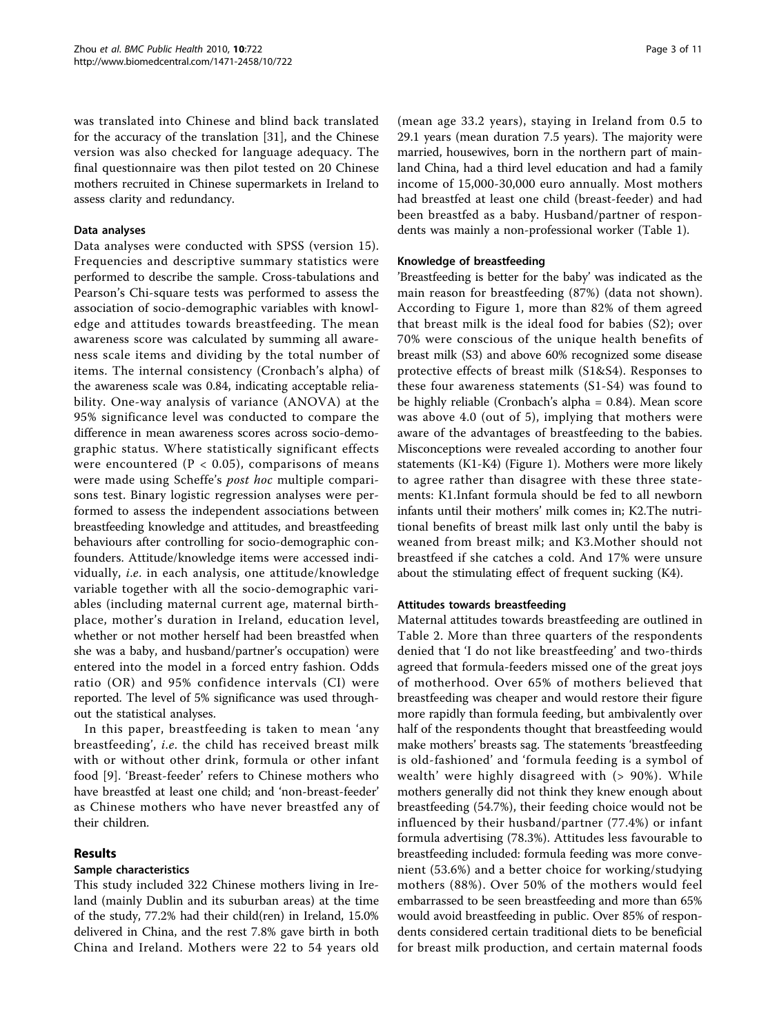was translated into Chinese and blind back translated for the accuracy of the translation [31], and the Chinese version was also checked for language adequacy. The final questionnaire was then pilot tested on 20 Chinese mothers recruited in Chinese supermarkets in Ireland to assess clarity and redundancy.

### Data analyses

Data analyses were conducted with SPSS (version 15). Frequencies and descriptive summary statistics were performed to describe the sample. Cross-tabulations and Pearson's Chi-square tests was performed to assess the association of socio-demographic variables with knowledge and attitudes towards breastfeeding. The mean awareness score was calculated by summing all awareness scale items and dividing by the total number of items. The internal consistency (Cronbach's alpha) of the awareness scale was 0.84, indicating acceptable reliability. One-way analysis of variance (ANOVA) at the 95% significance level was conducted to compare the difference in mean awareness scores across socio-demographic status. Where statistically significant effects were encountered ($P < 0.05$), comparisons of means were made using Scheffe's *post hoc* multiple comparisons test. Binary logistic regression analyses were performed to assess the independent associations between breastfeeding knowledge and attitudes, and breastfeeding behaviours after controlling for socio-demographic confounders. Attitude/knowledge items were accessed individually, *i.e.* in each analysis, one attitude/knowledge variable together with all the socio-demographic variables (including maternal current age, maternal birthplace, mother's duration in Ireland, education level, whether or not mother herself had been breastfed when she was a baby, and husband/partner's occupation) were entered into the model in a forced entry fashion. Odds ratio (OR) and 95% confidence intervals (CI) were reported. The level of 5% significance was used throughout the statistical analyses.

In this paper, breastfeeding is taken to mean 'any breastfeeding', *i.e.* the child has received breast milk with or without other drink, formula or other infant food [9]. 'Breast-feeder' refers to Chinese mothers who have breastfed at least one child; and 'non-breast-feeder' as Chinese mothers who have never breastfed any of their children.

## Results

### Sample characteristics

This study included 322 Chinese mothers living in Ireland (mainly Dublin and its suburban areas) at the time of the study, 77.2% had their child(ren) in Ireland, 15.0% delivered in China, and the rest 7.8% gave birth in both China and Ireland. Mothers were 22 to 54 years old (mean age 33.2 years), staying in Ireland from 0.5 to 29.1 years (mean duration 7.5 years). The majority were married, housewives, born in the northern part of mainland China, had a third level education and had a family income of 15,000-30,000 euro annually. Most mothers had breastfed at least one child (breast-feeder) and had been breastfed as a baby. Husband/partner of respondents was mainly a non-professional worker (Table 1).

### Knowledge of breastfeeding

'Breastfeeding is better for the baby' was indicated as the main reason for breastfeeding (87%) (data not shown). According to Figure 1, more than 82% of them agreed that breast milk is the ideal food for babies (S2); over 70% were conscious of the unique health benefits of breast milk (S3) and above 60% recognized some disease protective effects of breast milk (S1&S4). Responses to these four awareness statements (S1-S4) was found to be highly reliable (Cronbach's alpha = 0.84). Mean score was above 4.0 (out of 5), implying that mothers were aware of the advantages of breastfeeding to the babies. Misconceptions were revealed according to another four statements (K1-K4) (Figure 1). Mothers were more likely to agree rather than disagree with these three statements: K1.Infant formula should be fed to all newborn infants until their mothers' milk comes in; K2.The nutritional benefits of breast milk last only until the baby is weaned from breast milk; and K3.Mother should not breastfeed if she catches a cold. And 17% were unsure about the stimulating effect of frequent sucking (K4).

### Attitudes towards breastfeeding

Maternal attitudes towards breastfeeding are outlined in Table 2. More than three quarters of the respondents denied that 'I do not like breastfeeding' and two-thirds agreed that formula-feeders missed one of the great joys of motherhood. Over 65% of mothers believed that breastfeeding was cheaper and would restore their figure more rapidly than formula feeding, but ambivalently over half of the respondents thought that breastfeeding would make mothers' breasts sag. The statements 'breastfeeding is old-fashioned' and 'formula feeding is a symbol of wealth' were highly disagreed with (> 90%). While mothers generally did not think they knew enough about breastfeeding (54.7%), their feeding choice would not be influenced by their husband/partner (77.4%) or infant formula advertising (78.3%). Attitudes less favourable to breastfeeding included: formula feeding was more convenient (53.6%) and a better choice for working/studying mothers (88%). Over 50% of the mothers would feel embarrassed to be seen breastfeeding and more than 65% would avoid breastfeeding in public. Over 85% of respondents considered certain traditional diets to be beneficial for breast milk production, and certain maternal foods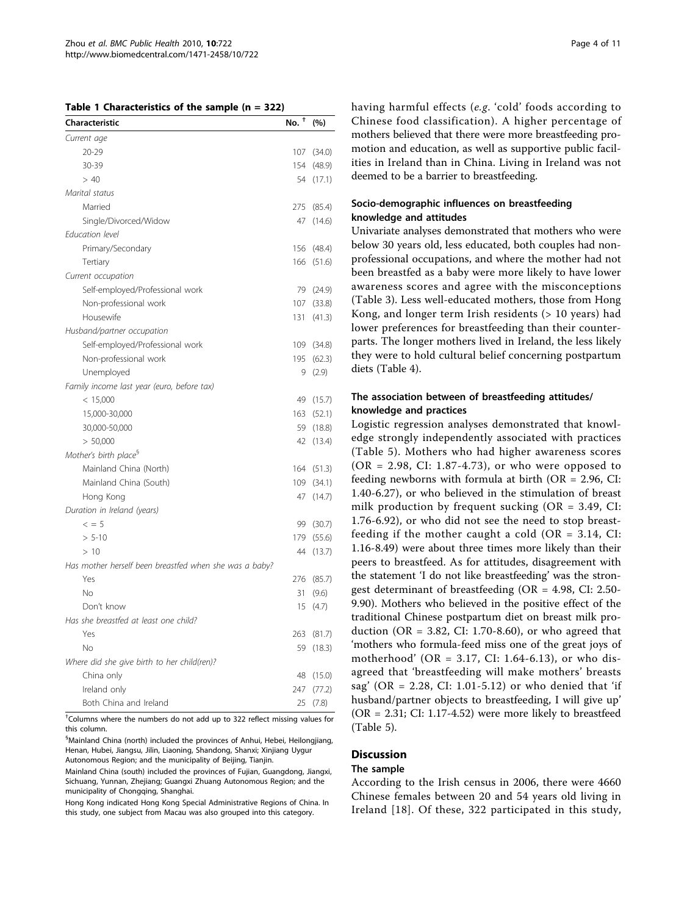**Table 1 Characteristics of the sample (n = 322)**

| Characteristic | No. [†] | (%) |
|---|---|---|
| *Current age* | | |
| 20-29 | 107 | (34.0) |
| 30-39 | 154 | (48.9) |
| > 40 | 54 | (17.1) |
| *Marital status* | | |
| Married | 275 | (85.4) |
| Single/Divorced/Widow | 47 | (14.6) |
| *Education level* | | |
| Primary/Secondary | 156 | (48.4) |
| Tertiary | 166 | (51.6) |
| *Current occupation* | | |
| Self-employed/Professional work | 79 | (24.9) |
| Non-professional work | 107 | (33.8) |
| Housewife | 131 | (41.3) |
| *Husband/partner occupation* | | |
| Self-employed/Professional work | 109 | (34.8) |
| Non-professional work | 195 | (62.3) |
| Unemployed | 9 | (2.9) |
| *Family income last year (euro, before tax)* | | |
| < 15,000 | 49 | (15.7) |
| 15,000-30,000 | 163 | (52.1) |
| 30,000-50,000 | 59 | (18.8) |
| > 50,000 | 42 | (13.4) |
| *Mother's birth place*[§] | | |
| Mainland China (North) | 164 | (51.3) |
| Mainland China (South) | 109 | (34.1) |
| Hong Kong | 47 | (14.7) |
| *Duration in Ireland (years)* | | |
| < = 5 | 99 | (30.7) |
| > 5-10 | 179 | (55.6) |
| > 10 | 44 | (13.7) |
| *Has mother herself been breastfed when she was a baby?* | | |
| Yes | 276 | (85.7) |
| No | 31 | (9.6) |
| Don't know | 15 | (4.7) |
| *Has she breastfed at least one child?* | | |
| Yes | 263 | (81.7) |
| No | 59 | (18.3) |
| *Where did she give birth to her child(ren)?* | | |
| China only | 48 | (15.0) |
| Ireland only | 247 | (77.2) |
| Both China and Ireland | 25 | (7.8) |

[†]Columns where the numbers do not add up to 322 reflect missing values for this column.

[§]Mainland China (north) included the provinces of Anhui, Hebei, Heilongjiang, Henan, Hubei, Jiangsu, Jilin, Liaoning, Shandong, Shanxi; Xinjiang Uygur Autonomous Region; and the municipality of Beijing, Tianjin.

Mainland China (south) included the provinces of Fujian, Guangdong, Jiangxi, Sichuang, Yunnan, Zhejiang; Guangxi Zhuang Autonomous Region; and the municipality of Chongqing, Shanghai.

Hong Kong indicated Hong Kong Special Administrative Regions of China. In this study, one subject from Macau was also grouped into this category.

having harmful effects (*e.g.* 'cold' foods according to Chinese food classification). A higher percentage of mothers believed that there were more breastfeeding promotion and education, as well as supportive public facilities in Ireland than in China. Living in Ireland was not deemed to be a barrier to breastfeeding.

### Socio-demographic influences on breastfeeding knowledge and attitudes

Univariate analyses demonstrated that mothers who were below 30 years old, less educated, both couples had non-professional occupations, and where the mother had not been breastfed as a baby were more likely to have lower awareness scores and agree with the misconceptions (Table 3). Less well-educated mothers, those from Hong Kong, and longer term Irish residents (> 10 years) had lower preferences for breastfeeding than their counterparts. The longer mothers lived in Ireland, the less likely they were to hold cultural belief concerning postpartum diets (Table 4).

### The association between of breastfeeding attitudes/knowledge and practices

Logistic regression analyses demonstrated that knowledge strongly independently associated with practices (Table 5). Mothers who had higher awareness scores (OR = 2.98, CI: 1.87-4.73), or who were opposed to feeding newborns with formula at birth (OR = 2.96, CI: 1.40-6.27), or who believed in the stimulation of breast milk production by frequent sucking (OR = 3.49, CI: 1.76-6.92), or who did not see the need to stop breastfeeding if the mother caught a cold (OR = 3.14, CI: 1.16-8.49) were about three times more likely than their peers to breastfeed. As for attitudes, disagreement with the statement 'I do not like breastfeeding' was the strongest determinant of breastfeeding (OR = 4.98, CI: 2.50-9.90). Mothers who believed in the positive effect of the traditional Chinese postpartum diet on breast milk production (OR = 3.82, CI: 1.70-8.60), or who agreed that 'mothers who formula-feed miss one of the great joys of motherhood' (OR = 3.17, CI: 1.64-6.13), or who disagreed that 'breastfeeding will make mothers' breasts sag' (OR = 2.28, CI: 1.01-5.12) or who denied that 'if husband/partner objects to breastfeeding, I will give up' (OR = 2.31; CI: 1.17-4.52) were more likely to breastfeed (Table 5).

## Discussion

### The sample

According to the Irish census in 2006, there were 4660 Chinese females between 20 and 54 years old living in Ireland [18]. Of these, 322 participated in this study,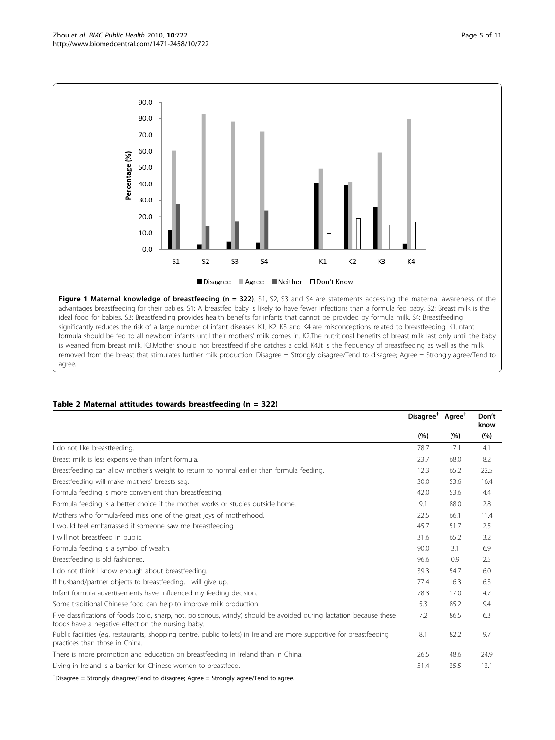**Figure 1 Maternal knowledge of breastfeeding (n = 322)**. S1, S2, S3 and S4 are statements accessing the maternal awareness of the advantages breastfeeding for their babies. S1: A breastfed baby is likely to have fewer infections than a formula fed baby. S2: Breast milk is the ideal food for babies. S3: Breastfeeding provides health benefits for infants that cannot be provided by formula milk. S4: Breastfeeding significantly reduces the risk of a large number of infant diseases. K1, K2, K3 and K4 are misconceptions related to breastfeeding. K1.Infant formula should be fed to all newborn infants until their mothers' milk comes in. K2.The nutritional benefits of breast milk last only until the baby is weaned from breast milk. K3.Mother should not breastfeed if she catches a cold. K4.It is the frequency of breastfeeding as well as the milk removed from the breast that stimulates further milk production. Disagree = Strongly disagree/Tend to disagree; Agree = Strongly agree/Tend to agree.

**Table 2 Maternal attitudes towards breastfeeding (n = 322)**

| | Disagree[†] | Agree[†] | Don't know |
|---|---|---|---|
| | (%) | (%) | (%) |
| I do not like breastfeeding. | 78.7 | 17.1 | 4.1 |
| Breast milk is less expensive than infant formula. | 23.7 | 68.0 | 8.2 |
| Breastfeeding can allow mother's weight to return to normal earlier than formula feeding. | 12.3 | 65.2 | 22.5 |
| Breastfeeding will make mothers' breasts sag. | 30.0 | 53.6 | 16.4 |
| Formula feeding is more convenient than breastfeeding. | 42.0 | 53.6 | 4.4 |
| Formula feeding is a better choice if the mother works or studies outside home. | 9.1 | 88.0 | 2.8 |
| Mothers who formula-feed miss one of the great joys of motherhood. | 22.5 | 66.1 | 11.4 |
| I would feel embarrassed if someone saw me breastfeeding. | 45.7 | 51.7 | 2.5 |
| I will not breastfeed in public. | 31.6 | 65.2 | 3.2 |
| Formula feeding is a symbol of wealth. | 90.0 | 3.1 | 6.9 |
| Breastfeeding is old fashioned. | 96.6 | 0.9 | 2.5 |
| I do not think I know enough about breastfeeding. | 39.3 | 54.7 | 6.0 |
| If husband/partner objects to breastfeeding, I will give up. | 77.4 | 16.3 | 6.3 |
| Infant formula advertisements have influenced my feeding decision. | 78.3 | 17.0 | 4.7 |
| Some traditional Chinese food can help to improve milk production. | 5.3 | 85.2 | 9.4 |
| Five classifications of foods (cold, sharp, hot, poisonous, windy) should be avoided during lactation because these foods have a negative effect on the nursing baby. | 7.2 | 86.5 | 6.3 |
| Public facilities (*e.g.* restaurants, shopping centre, public toilets) in Ireland are more supportive for breastfeeding practices than those in China. | 8.1 | 82.2 | 9.7 |
| There is more promotion and education on breastfeeding in Ireland than in China. | 26.5 | 48.6 | 24.9 |
| Living in Ireland is a barrier for Chinese women to breastfeed. | 51.4 | 35.5 | 13.1 |

[†]Disagree = Strongly disagree/Tend to disagree; Agree = Strongly agree/Tend to agree.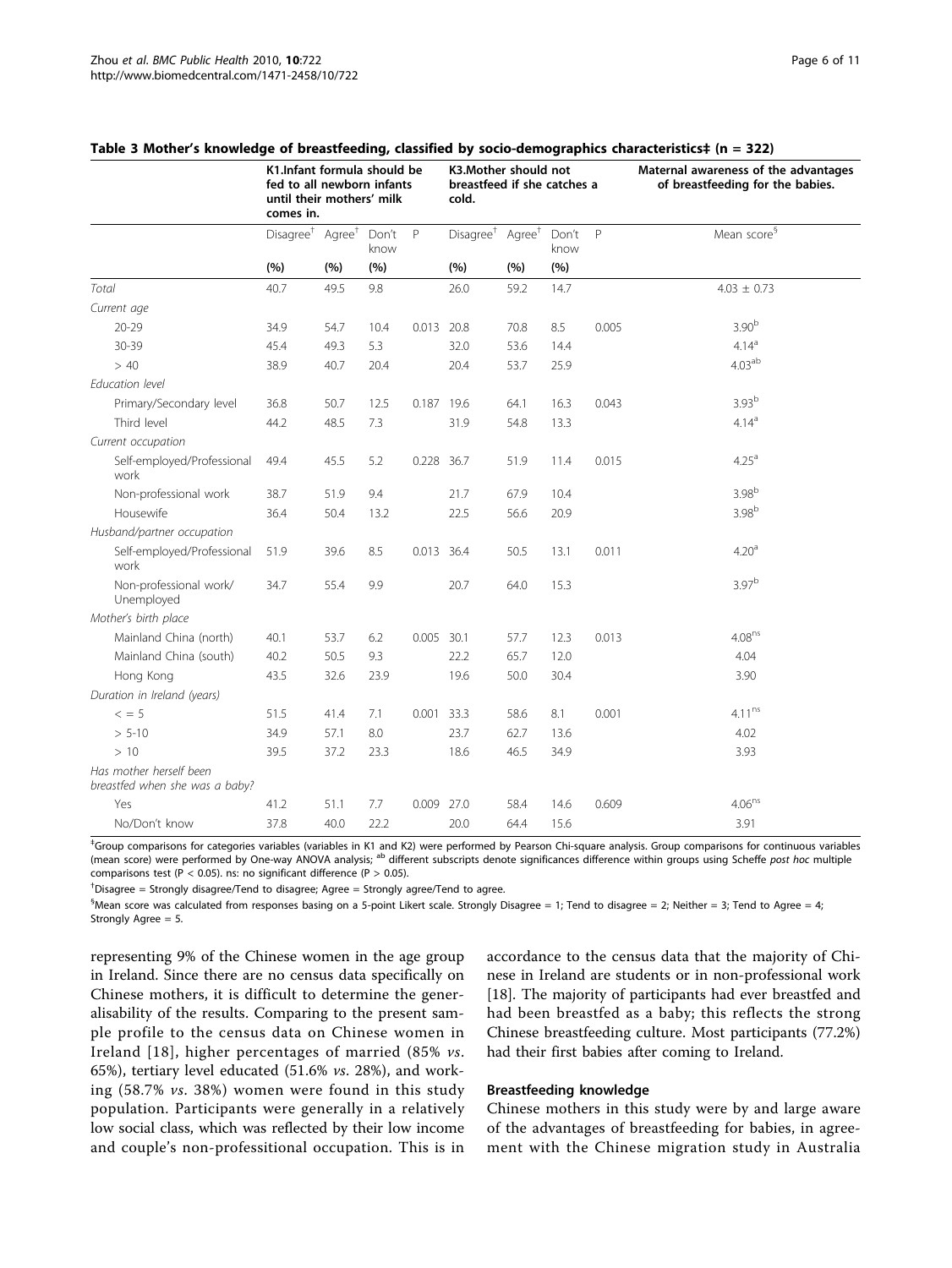**Table 3 Mother's knowledge of breastfeeding, classified by socio-demographics characteristics‡ (n = 322)**

| | K1.Infant formula should be fed to all newborn infants until their mothers' milk comes in. | | | | K3.Mother should not breastfeed if she catches a cold. | | | | Maternal awareness of the advantages of breastfeeding for the babies. |
|---|---|---|---|---|---|---|---|---|---|
| | Disagree† | Agree† | Don't know | P | Disagree† | Agree† | Don't know | P | Mean score§ |
| | (%) | (%) | (%) | | (%) | (%) | (%) | | |
| *Total* | 40.7 | 49.5 | 9.8 | | 26.0 | 59.2 | 14.7 | | 4.03 ± 0.73 |
| *Current age* | | | | | | | | | |
| 20-29 | 34.9 | 54.7 | 10.4 | 0.013 | 20.8 | 70.8 | 8.5 | 0.005 | 3.90[b] |
| 30-39 | 45.4 | 49.3 | 5.3 | | 32.0 | 53.6 | 14.4 | | 4.14[a] |
| > 40 | 38.9 | 40.7 | 20.4 | | 20.4 | 53.7 | 25.9 | | 4.03[ab] |
| *Education level* | | | | | | | | | |
| Primary/Secondary level | 36.8 | 50.7 | 12.5 | 0.187 | 19.6 | 64.1 | 16.3 | 0.043 | 3.93[b] |
| Third level | 44.2 | 48.5 | 7.3 | | 31.9 | 54.8 | 13.3 | | 4.14[a] |
| *Current occupation* | | | | | | | | | |
| Self-employed/Professional work | 49.4 | 45.5 | 5.2 | 0.228 | 36.7 | 51.9 | 11.4 | 0.015 | 4.25[a] |
| Non-professional work | 38.7 | 51.9 | 9.4 | | 21.7 | 67.9 | 10.4 | | 3.98[b] |
| Housewife | 36.4 | 50.4 | 13.2 | | 22.5 | 56.6 | 20.9 | | 3.98[b] |
| *Husband/partner occupation* | | | | | | | | | |
| Self-employed/Professional work | 51.9 | 39.6 | 8.5 | 0.013 | 36.4 | 50.5 | 13.1 | 0.011 | 4.20[a] |
| Non-professional work/ Unemployed | 34.7 | 55.4 | 9.9 | | 20.7 | 64.0 | 15.3 | | 3.97[b] |
| *Mother's birth place* | | | | | | | | | |
| Mainland China (north) | 40.1 | 53.7 | 6.2 | 0.005 | 30.1 | 57.7 | 12.3 | 0.013 | 4.08[ns] |
| Mainland China (south) | 40.2 | 50.5 | 9.3 | | 22.2 | 65.7 | 12.0 | | 4.04 |
| Hong Kong | 43.5 | 32.6 | 23.9 | | 19.6 | 50.0 | 30.4 | | 3.90 |
| *Duration in Ireland (years)* | | | | | | | | | |
| < = 5 | 51.5 | 41.4 | 7.1 | 0.001 | 33.3 | 58.6 | 8.1 | 0.001 | 4.11[ns] |
| > 5-10 | 34.9 | 57.1 | 8.0 | | 23.7 | 62.7 | 13.6 | | 4.02 |
| > 10 | 39.5 | 37.2 | 23.3 | | 18.6 | 46.5 | 34.9 | | 3.93 |
| *Has mother herself been breastfed when she was a baby?* | | | | | | | | | |
| Yes | 41.2 | 51.1 | 7.7 | 0.009 | 27.0 | 58.4 | 14.6 | 0.609 | 4.06[ns] |
| No/Don't know | 37.8 | 40.0 | 22.2 | | 20.0 | 64.4 | 15.6 | | 3.91 |

‡Group comparisons for categories variables (variables in K1 and K2) were performed by Pearson Chi-square analysis. Group comparisons for continuous variables (mean score) were performed by One-way ANOVA analysis; [ab] different subscripts denote significances difference within groups using Scheffe *post hoc* multiple comparisons test ($P < 0.05$). ns: no significant difference ($P > 0.05$).

†Disagree = Strongly disagree/Tend to disagree; Agree = Strongly agree/Tend to agree.

§Mean score was calculated from responses basing on a 5-point Likert scale. Strongly Disagree = 1; Tend to disagree = 2; Neither = 3; Tend to Agree = 4; Strongly Agree = 5.

representing 9% of the Chinese women in the age group in Ireland. Since there are no census data specifically on Chinese mothers, it is difficult to determine the generalisability of the results. Comparing to the present sample profile to the census data on Chinese women in Ireland [18], higher percentages of married (85% *vs*. 65%), tertiary level educated (51.6% *vs*. 28%), and working (58.7% *vs*. 38%) women were found in this study population. Participants were generally in a relatively low social class, which was reflected by their low income and couple's non-professitional occupation. This is in accordance to the census data that the majority of Chinese in Ireland are students or in non-professional work [18]. The majority of participants had ever breastfed and had been breastfed as a baby; this reflects the strong Chinese breastfeeding culture. Most participants (77.2%) had their first babies after coming to Ireland.

#### Breastfeeding knowledge

Chinese mothers in this study were by and large aware of the advantages of breastfeeding for babies, in agreement with the Chinese migration study in Australia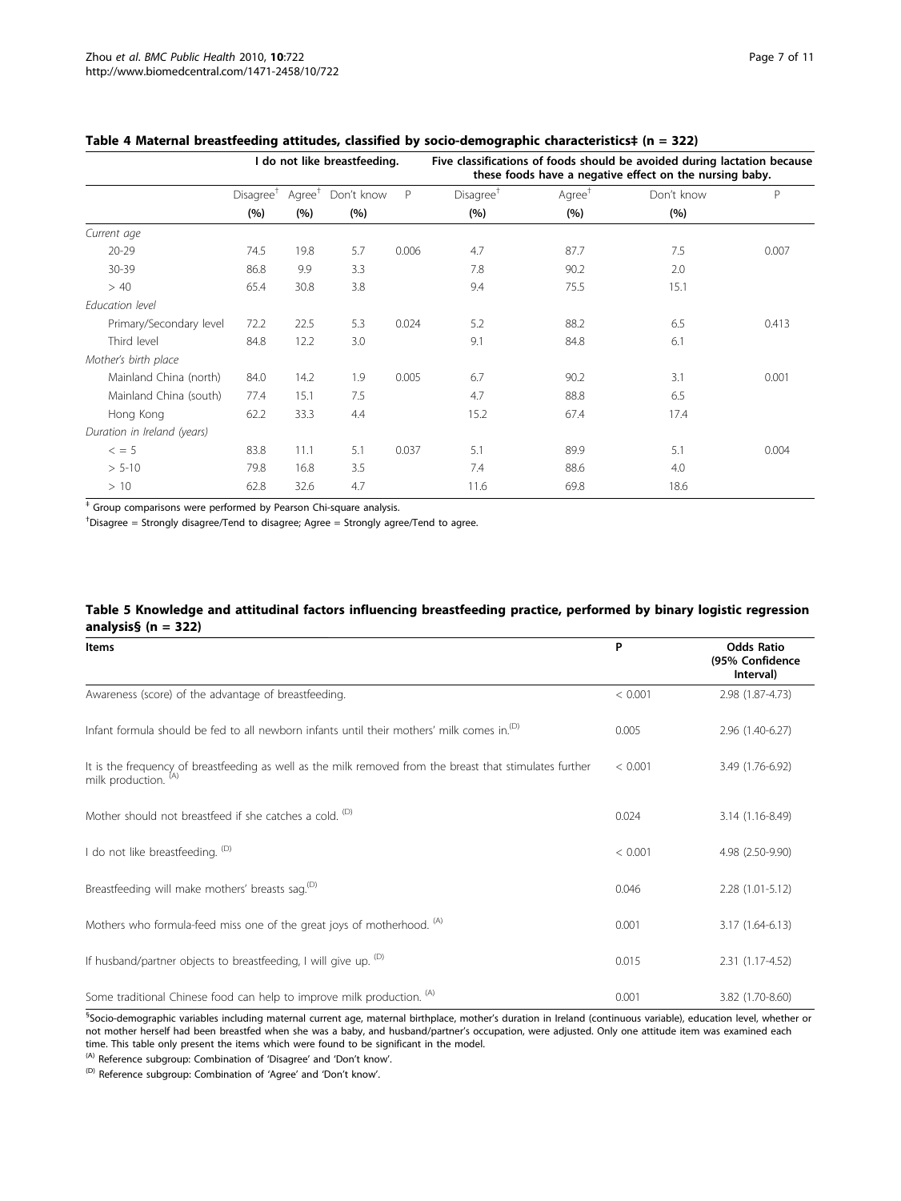### Table 4 Maternal breastfeeding attitudes, classified by socio-demographic characteristics‡ (n = 322)

| | I do not like breastfeeding. | | | | Five classifications of foods should be avoided during lactation because these foods have a negative effect on the nursing baby. | | | |
|---|---|---|---|---|---|---|---|---|
| | Disagree† (%) | Agree† (%) | Don't know (%) | P | Disagree† (%) | Agree† (%) | Don't know (%) | P |
| *Current age* | | | | | | | | |
| 20-29 | 74.5 | 19.8 | 5.7 | 0.006 | 4.7 | 87.7 | 7.5 | 0.007 |
| 30-39 | 86.8 | 9.9 | 3.3 | | 7.8 | 90.2 | 2.0 | |
| > 40 | 65.4 | 30.8 | 3.8 | | 9.4 | 75.5 | 15.1 | |
| *Education level* | | | | | | | | |
| Primary/Secondary level | 72.2 | 22.5 | 5.3 | 0.024 | 5.2 | 88.2 | 6.5 | 0.413 |
| Third level | 84.8 | 12.2 | 3.0 | | 9.1 | 84.8 | 6.1 | |
| *Mother's birth place* | | | | | | | | |
| Mainland China (north) | 84.0 | 14.2 | 1.9 | 0.005 | 6.7 | 90.2 | 3.1 | 0.001 |
| Mainland China (south) | 77.4 | 15.1 | 7.5 | | 4.7 | 88.8 | 6.5 | |
| Hong Kong | 62.2 | 33.3 | 4.4 | | 15.2 | 67.4 | 17.4 | |
| *Duration in Ireland (years)* | | | | | | | | |
| < = 5 | 83.8 | 11.1 | 5.1 | 0.037 | 5.1 | 89.9 | 5.1 | 0.004 |
| > 5-10 | 79.8 | 16.8 | 3.5 | | 7.4 | 88.6 | 4.0 | |
| > 10 | 62.8 | 32.6 | 4.7 | | 11.6 | 69.8 | 18.6 | |

‡ Group comparisons were performed by Pearson Chi-square analysis.

†Disagree = Strongly disagree/Tend to disagree; Agree = Strongly agree/Tend to agree.

### Table 5 Knowledge and attitudinal factors influencing breastfeeding practice, performed by binary logistic regression analysis§ (n = 322)

| Items | P | Odds Ratio (95% Confidence Interval) |
|---|---|---|
| Awareness (score) of the advantage of breastfeeding. | < 0.001 | 2.98 (1.87-4.73) |
| Infant formula should be fed to all newborn infants until their mothers' milk comes in.(D) | 0.005 | 2.96 (1.40-6.27) |
| It is the frequency of breastfeeding as well as the milk removed from the breast that stimulates further milk production. (A) | < 0.001 | 3.49 (1.76-6.92) |
| Mother should not breastfeed if she catches a cold. (D) | 0.024 | 3.14 (1.16-8.49) |
| I do not like breastfeeding. (D) | < 0.001 | 4.98 (2.50-9.90) |
| Breastfeeding will make mothers' breasts sag.(D) | 0.046 | 2.28 (1.01-5.12) |
| Mothers who formula-feed miss one of the great joys of motherhood. (A) | 0.001 | 3.17 (1.64-6.13) |
| If husband/partner objects to breastfeeding, I will give up. (D) | 0.015 | 2.31 (1.17-4.52) |
| Some traditional Chinese food can help to improve milk production. (A) | 0.001 | 3.82 (1.70-8.60) |

§Socio-demographic variables including maternal current age, maternal birthplace, mother's duration in Ireland (continuous variable), education level, whether or not mother herself had been breastfed when she was a baby, and husband/partner's occupation, were adjusted. Only one attitude item was examined each time. This table only present the items which were found to be significant in the model.

(A) Reference subgroup: Combination of 'Disagree' and 'Don't know'.

(D) Reference subgroup: Combination of 'Agree' and 'Don't know'.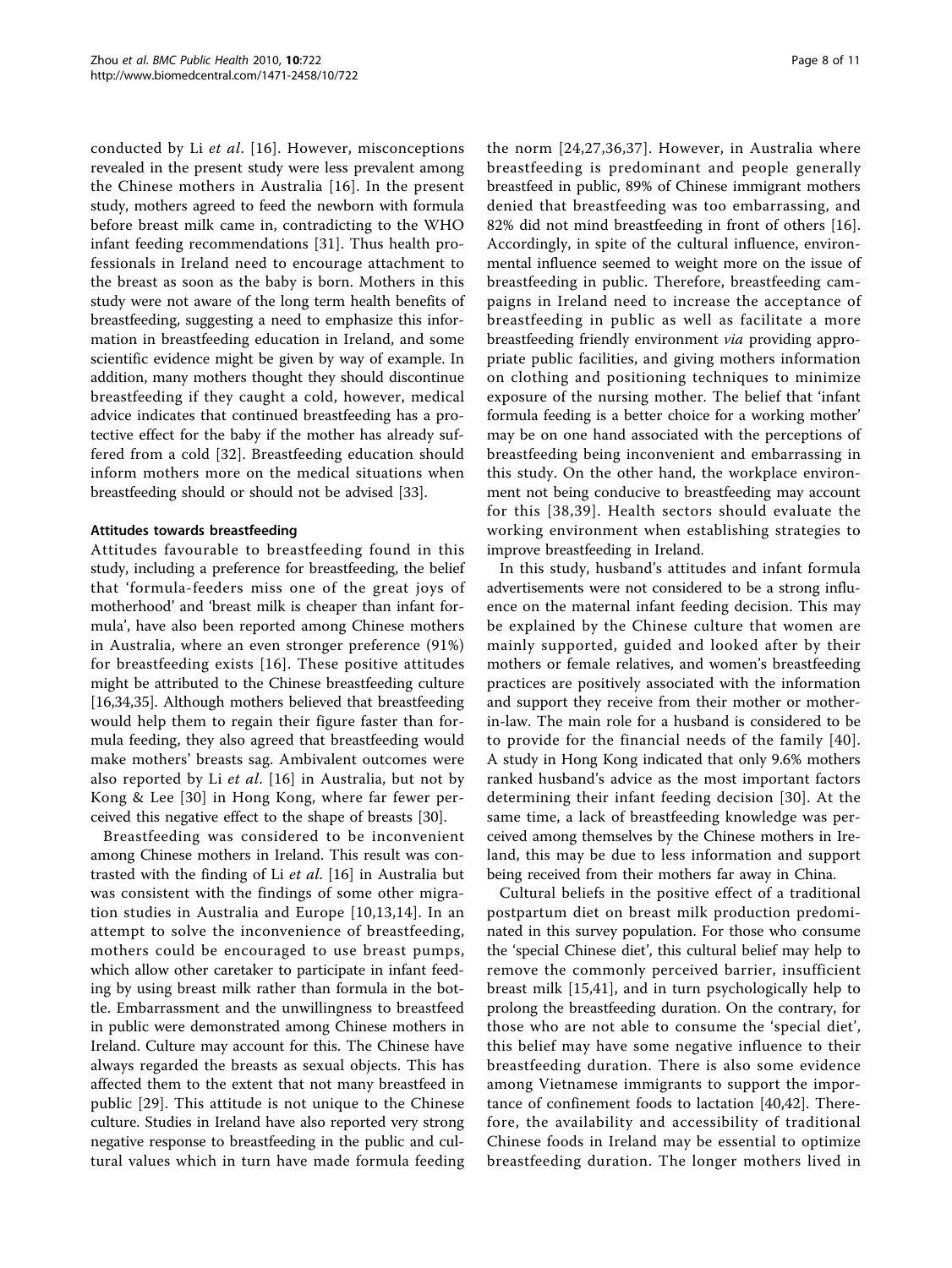conducted by Li *et al*. [16]. However, misconceptions revealed in the present study were less prevalent among the Chinese mothers in Australia [16]. In the present study, mothers agreed to feed the newborn with formula before breast milk came in, contradicting to the WHO infant feeding recommendations [31]. Thus health professionals in Ireland need to encourage attachment to the breast as soon as the baby is born. Mothers in this study were not aware of the long term health benefits of breastfeeding, suggesting a need to emphasize this information in breastfeeding education in Ireland, and some scientific evidence might be given by way of example. In addition, many mothers thought they should discontinue breastfeeding if they caught a cold, however, medical advice indicates that continued breastfeeding has a protective effect for the baby if the mother has already suffered from a cold [32]. Breastfeeding education should inform mothers more on the medical situations when breastfeeding should or should not be advised [33].

#### Attitudes towards breastfeeding

Attitudes favourable to breastfeeding found in this study, including a preference for breastfeeding, the belief that 'formula-feeders miss one of the great joys of motherhood' and 'breast milk is cheaper than infant formula', have also been reported among Chinese mothers in Australia, where an even stronger preference (91%) for breastfeeding exists [16]. These positive attitudes might be attributed to the Chinese breastfeeding culture [16,34,35]. Although mothers believed that breastfeeding would help them to regain their figure faster than formula feeding, they also agreed that breastfeeding would make mothers' breasts sag. Ambivalent outcomes were also reported by Li *et al*. [16] in Australia, but not by Kong & Lee [30] in Hong Kong, where far fewer perceived this negative effect to the shape of breasts [30].

Breastfeeding was considered to be inconvenient among Chinese mothers in Ireland. This result was contrasted with the finding of Li *et al*. [16] in Australia but was consistent with the findings of some other migration studies in Australia and Europe [10,13,14]. In an attempt to solve the inconvenience of breastfeeding, mothers could be encouraged to use breast pumps, which allow other caretaker to participate in infant feeding by using breast milk rather than formula in the bottle. Embarrassment and the unwillingness to breastfeed in public were demonstrated among Chinese mothers in Ireland. Culture may account for this. The Chinese have always regarded the breasts as sexual objects. This has affected them to the extent that not many breastfeed in public [29]. This attitude is not unique to the Chinese culture. Studies in Ireland have also reported very strong negative response to breastfeeding in the public and cultural values which in turn have made formula feeding the norm [24,27,36,37]. However, in Australia where breastfeeding is predominant and people generally breastfeed in public, 89% of Chinese immigrant mothers denied that breastfeeding was too embarrassing, and 82% did not mind breastfeeding in front of others [16]. Accordingly, in spite of the cultural influence, environmental influence seemed to weight more on the issue of breastfeeding in public. Therefore, breastfeeding campaigns in Ireland need to increase the acceptance of breastfeeding in public as well as facilitate a more breastfeeding friendly environment *via* providing appropriate public facilities, and giving mothers information on clothing and positioning techniques to minimize exposure of the nursing mother. The belief that 'infant formula feeding is a better choice for a working mother' may be on one hand associated with the perceptions of breastfeeding being inconvenient and embarrassing in this study. On the other hand, the workplace environment not being conducive to breastfeeding may account for this [38,39]. Health sectors should evaluate the working environment when establishing strategies to improve breastfeeding in Ireland.

In this study, husband's attitudes and infant formula advertisements were not considered to be a strong influence on the maternal infant feeding decision. This may be explained by the Chinese culture that women are mainly supported, guided and looked after by their mothers or female relatives, and women's breastfeeding practices are positively associated with the information and support they receive from their mother or mother-in-law. The main role for a husband is considered to be to provide for the financial needs of the family [40]. A study in Hong Kong indicated that only 9.6% mothers ranked husband's advice as the most important factors determining their infant feeding decision [30]. At the same time, a lack of breastfeeding knowledge was perceived among themselves by the Chinese mothers in Ireland, this may be due to less information and support being received from their mothers far away in China.

Cultural beliefs in the positive effect of a traditional postpartum diet on breast milk production predominated in this survey population. For those who consume the 'special Chinese diet', this cultural belief may help to remove the commonly perceived barrier, insufficient breast milk [15,41], and in turn psychologically help to prolong the breastfeeding duration. On the contrary, for those who are not able to consume the 'special diet', this belief may have some negative influence to their breastfeeding duration. There is also some evidence among Vietnamese immigrants to support the importance of confinement foods to lactation [40,42]. Therefore, the availability and accessibility of traditional Chinese foods in Ireland may be essential to optimize breastfeeding duration. The longer mothers lived in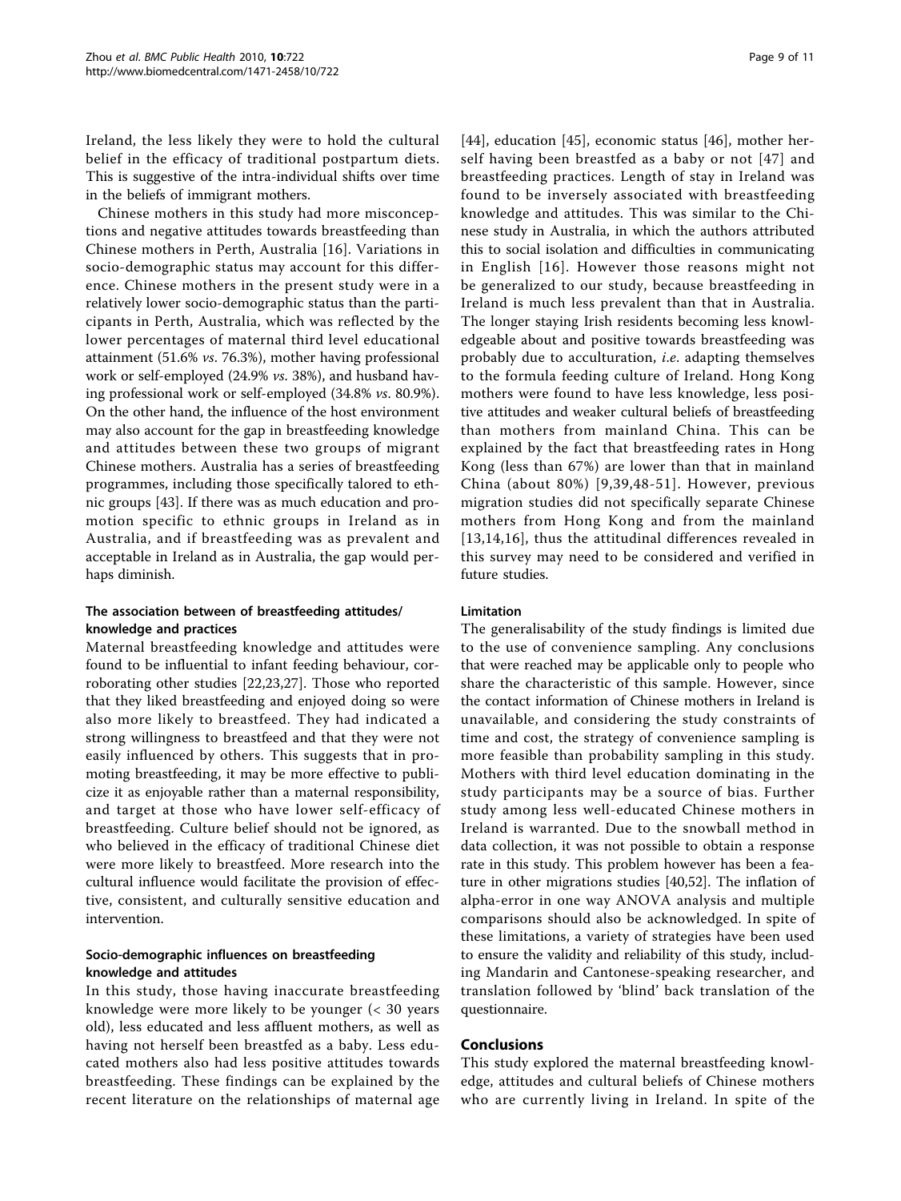Ireland, the less likely they were to hold the cultural belief in the efficacy of traditional postpartum diets. This is suggestive of the intra-individual shifts over time in the beliefs of immigrant mothers.

Chinese mothers in this study had more misconceptions and negative attitudes towards breastfeeding than Chinese mothers in Perth, Australia [16]. Variations in socio-demographic status may account for this difference. Chinese mothers in the present study were in a relatively lower socio-demographic status than the participants in Perth, Australia, which was reflected by the lower percentages of maternal third level educational attainment (51.6% *vs*. 76.3%), mother having professional work or self-employed (24.9% *vs*. 38%), and husband having professional work or self-employed (34.8% *vs*. 80.9%). On the other hand, the influence of the host environment may also account for the gap in breastfeeding knowledge and attitudes between these two groups of migrant Chinese mothers. Australia has a series of breastfeeding programmes, including those specifically talored to ethnic groups [43]. If there was as much education and promotion specific to ethnic groups in Ireland as in Australia, and if breastfeeding was as prevalent and acceptable in Ireland as in Australia, the gap would perhaps diminish.

### The association between of breastfeeding attitudes/knowledge and practices

Maternal breastfeeding knowledge and attitudes were found to be influential to infant feeding behaviour, corroborating other studies [22,23,27]. Those who reported that they liked breastfeeding and enjoyed doing so were also more likely to breastfeed. They had indicated a strong willingness to breastfeed and that they were not easily influenced by others. This suggests that in promoting breastfeeding, it may be more effective to publicize it as enjoyable rather than a maternal responsibility, and target at those who have lower self-efficacy of breastfeeding. Culture belief should not be ignored, as who believed in the efficacy of traditional Chinese diet were more likely to breastfeed. More research into the cultural influence would facilitate the provision of effective, consistent, and culturally sensitive education and intervention.

### Socio-demographic influences on breastfeeding knowledge and attitudes

In this study, those having inaccurate breastfeeding knowledge were more likely to be younger (< 30 years old), less educated and less affluent mothers, as well as having not herself been breastfed as a baby. Less educated mothers also had less positive attitudes towards breastfeeding. These findings can be explained by the recent literature on the relationships of maternal age [44], education [45], economic status [46], mother herself having been breastfed as a baby or not [47] and breastfeeding practices. Length of stay in Ireland was found to be inversely associated with breastfeeding knowledge and attitudes. This was similar to the Chinese study in Australia, in which the authors attributed this to social isolation and difficulties in communicating in English [16]. However those reasons might not be generalized to our study, because breastfeeding in Ireland is much less prevalent than that in Australia. The longer staying Irish residents becoming less knowledgeable about and positive towards breastfeeding was probably due to acculturation, *i.e.* adapting themselves to the formula feeding culture of Ireland. Hong Kong mothers were found to have less knowledge, less positive attitudes and weaker cultural beliefs of breastfeeding than mothers from mainland China. This can be explained by the fact that breastfeeding rates in Hong Kong (less than 67%) are lower than that in mainland China (about 80%) [9,39,48-51]. However, previous migration studies did not specifically separate Chinese mothers from Hong Kong and from the mainland [13,14,16], thus the attitudinal differences revealed in this survey may need to be considered and verified in future studies.

### Limitation

The generalisability of the study findings is limited due to the use of convenience sampling. Any conclusions that were reached may be applicable only to people who share the characteristic of this sample. However, since the contact information of Chinese mothers in Ireland is unavailable, and considering the study constraints of time and cost, the strategy of convenience sampling is more feasible than probability sampling in this study. Mothers with third level education dominating in the study participants may be a source of bias. Further study among less well-educated Chinese mothers in Ireland is warranted. Due to the snowball method in data collection, it was not possible to obtain a response rate in this study. This problem however has been a feature in other migrations studies [40,52]. The inflation of alpha-error in one way ANOVA analysis and multiple comparisons should also be acknowledged. In spite of these limitations, a variety of strategies have been used to ensure the validity and reliability of this study, including Mandarin and Cantonese-speaking researcher, and translation followed by 'blind' back translation of the questionnaire.

## Conclusions

This study explored the maternal breastfeeding knowledge, attitudes and cultural beliefs of Chinese mothers who are currently living in Ireland. In spite of the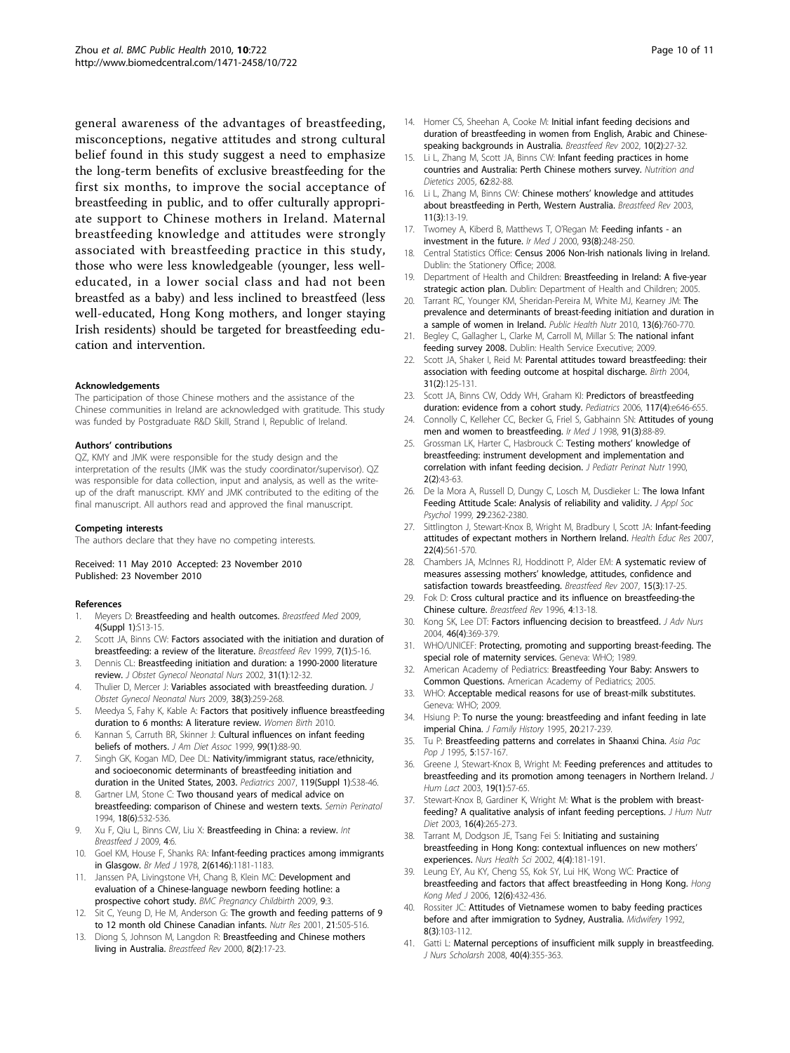general awareness of the advantages of breastfeeding, misconceptions, negative attitudes and strong cultural belief found in this study suggest a need to emphasize the long-term benefits of exclusive breastfeeding for the first six months, to improve the social acceptance of breastfeeding in public, and to offer culturally appropriate support to Chinese mothers in Ireland. Maternal breastfeeding knowledge and attitudes were strongly associated with breastfeeding practice in this study, those who were less knowledgeable (younger, less well-educated, in a lower social class and had not been breastfed as a baby) and less inclined to breastfeed (less well-educated, Hong Kong mothers, and longer staying Irish residents) should be targeted for breastfeeding education and intervention.

#### Acknowledgements

The participation of those Chinese mothers and the assistance of the Chinese communities in Ireland are acknowledged with gratitude. This study was funded by Postgraduate R&D Skill, Strand I, Republic of Ireland.

#### Authors' contributions

QZ, KMY and JMK were responsible for the study design and the interpretation of the results (JMK was the study coordinator/supervisor). QZ was responsible for data collection, input and analysis, as well as the write-up of the draft manuscript. KMY and JMK contributed to the editing of the final manuscript. All authors read and approved the final manuscript.

#### Competing interests

The authors declare that they have no competing interests.

Received: 11 May 2010 Accepted: 23 November 2010
Published: 23 November 2010

#### References

1. Meyers D: **Breastfeeding and health outcomes.** *Breastfeed Med* 2009, **4(Suppl 1)**:S13-15.
2. Scott JA, Binns CW: **Factors associated with the initiation and duration of breastfeeding: a review of the literature.** *Breastfeed Rev* 1999, **7(1)**:5-16.
3. Dennis CL: **Breastfeeding initiation and duration: a 1990-2000 literature review.** *J Obstet Gynecol Neonatal Nurs* 2002, **31(1)**:12-32.
4. Thulier D, Mercer J: **Variables associated with breastfeeding duration.** *J Obstet Gynecol Neonatal Nurs* 2009, **38(3)**:259-268.
5. Meedya S, Fahy K, Kable A: **Factors that positively influence breastfeeding duration to 6 months: A literature review.** *Women Birth* 2010.
6. Kannan S, Carruth BR, Skinner J: **Cultural influences on infant feeding beliefs of mothers.** *J Am Diet Assoc* 1999, **99(1)**:88-90.
7. Singh GK, Kogan MD, Dee DL: **Nativity/immigrant status, race/ethnicity, and socioeconomic determinants of breastfeeding initiation and duration in the United States, 2003.** *Pediatrics* 2007, **119(Suppl 1)**:S38-46.
8. Gartner LM, Stone C: **Two thousand years of medical advice on breastfeeding: comparison of Chinese and western texts.** *Semin Perinatol* 1994, **18(6)**:532-536.
9. Xu F, Qiu L, Binns CW, Liu X: **Breastfeeding in China: a review.** *Int Breastfeed J* 2009, **4**:6.
10. Goel KM, House F, Shanks RA: **Infant-feeding practices among immigrants in Glasgow.** *Br Med J* 1978, **2(6146)**:1181-1183.
11. Janssen PA, Livingstone VH, Chang B, Klein MC: **Development and evaluation of a Chinese-language newborn feeding hotline: a prospective cohort study.** *BMC Pregnancy Childbirth* 2009, **9**:3.
12. Sit C, Yeung D, He M, Anderson G: **The growth and feeding patterns of 9 to 12 month old Chinese Canadian infants.** *Nutr Res* 2001, **21**:505-516.
13. Diong S, Johnson M, Langdon R: **Breastfeeding and Chinese mothers living in Australia.** *Breastfeed Rev* 2000, **8(2)**:17-23.
14. Homer CS, Sheehan A, Cooke M: **Initial infant feeding decisions and duration of breastfeeding in women from English, Arabic and Chinese-speaking backgrounds in Australia.** *Breastfeed Rev* 2002, **10(2)**:27-32.
15. Li L, Zhang M, Scott JA, Binns CW: **Infant feeding practices in home countries and Australia: Perth Chinese mothers survey.** *Nutrition and Dietetics* 2005, **62**:82-88.
16. Li L, Zhang M, Binns CW: **Chinese mothers' knowledge and attitudes about breastfeeding in Perth, Western Australia.** *Breastfeed Rev* 2003, **11(3)**:13-19.
17. Twomey A, Kiberd B, Matthews T, O'Regan M: **Feeding infants - an investment in the future.** *Ir Med J* 2000, **93(8)**:248-250.
18. Central Statistics Office: **Census 2006 Non-Irish nationals living in Ireland.** Dublin: the Stationery Office; 2008.
19. Department of Health and Children: **Breastfeeding in Ireland: A five-year strategic action plan.** Dublin: Department of Health and Children; 2005.
20. Tarrant RC, Younger KM, Sheridan-Pereira M, White MJ, Kearney JM: **The prevalence and determinants of breast-feeding initiation and duration in a sample of women in Ireland.** *Public Health Nutr* 2010, **13(6)**:760-770.
21. Begley C, Gallagher L, Clarke M, Carroll M, Millar S: **The national infant feeding survey 2008.** Dublin: Health Service Executive; 2009.
22. Scott JA, Shaker I, Reid M: **Parental attitudes toward breastfeeding: their association with feeding outcome at hospital discharge.** *Birth* 2004, **31(2)**:125-131.
23. Scott JA, Binns CW, Oddy WH, Graham KI: **Predictors of breastfeeding duration: evidence from a cohort study.** *Pediatrics* 2006, **117(4)**:e646-655.
24. Connolly C, Kelleher CC, Becker G, Friel S, Gabhainn SN: **Attitudes of young men and women to breastfeeding.** *Ir Med J* 1998, **91(3)**:88-89.
25. Grossman LK, Harter C, Hasbrouck C: **Testing mothers' knowledge of breastfeeding: instrument development and implementation and correlation with infant feeding decision.** *J Pediatr Perinat Nutr* 1990, **2(2)**:43-63.
26. De la Mora A, Russell D, Dungy C, Losch M, Dusdieker L: **The Iowa Infant Feeding Attitude Scale: Analysis of reliability and validity.** *J Appl Soc Psychol* 1999, **29**:2362-2380.
27. Sittlington J, Stewart-Knox B, Wright M, Bradbury I, Scott JA: **Infant-feeding attitudes of expectant mothers in Northern Ireland.** *Health Educ Res* 2007, **22(4)**:561-570.
28. Chambers JA, McInnes RJ, Hoddinott P, Alder EM: **A systematic review of measures assessing mothers' knowledge, attitudes, confidence and satisfaction towards breastfeeding.** *Breastfeed Rev* 2007, **15(3)**:17-25.
29. Fok D: **Cross cultural practice and its influence on breastfeeding-the Chinese culture.** *Breastfeed Rev* 1996, **4**:13-18.
30. Kong SK, Lee DT: **Factors influencing decision to breastfeed.** *J Adv Nurs* 2004, **46(4)**:369-379.
31. WHO/UNICEF: **Protecting, promoting and supporting breast-feeding. The special role of maternity services.** Geneva: WHO; 1989.
32. American Academy of Pediatrics: **Breastfeeding Your Baby: Answers to Common Questions.** American Academy of Pediatrics; 2005.
33. WHO: **Acceptable medical reasons for use of breast-milk substitutes.** Geneva: WHO; 2009.
34. Hsiung P: **To nurse the young: breastfeeding and infant feeding in late imperial China.** *J Family History* 1995, **20**:217-239.
35. Tu P: **Breastfeeding patterns and correlates in Shaanxi China.** *Asia Pac Pop J* 1995, **5**:157-167.
36. Greene J, Stewart-Knox B, Wright M: **Feeding preferences and attitudes to breastfeeding and its promotion among teenagers in Northern Ireland.** *J Hum Lact* 2003, **19(1)**:57-65.
37. Stewart-Knox B, Gardiner K, Wright M: **What is the problem with breast-feeding? A qualitative analysis of infant feeding perceptions.** *J Hum Nutr Diet* 2003, **16(4)**:265-273.
38. Tarrant M, Dodgson JE, Tsang Fei S: **Initiating and sustaining breastfeeding in Hong Kong: contextual influences on new mothers' experiences.** *Nurs Health Sci* 2002, **4(4)**:181-191.
39. Leung EY, Au KY, Cheng SS, Kok SY, Lui HK, Wong WC: **Practice of breastfeeding and factors that affect breastfeeding in Hong Kong.** *Hong Kong Med J* 2006, **12(6)**:432-436.
40. Rossiter JC: **Attitudes of Vietnamese women to baby feeding practices before and after immigration to Sydney, Australia.** *Midwifery* 1992, **8(3)**:103-112.
41. Gatti L: **Maternal perceptions of insufficient milk supply in breastfeeding.** *J Nurs Scholarsh* 2008, **40(4)**:355-363.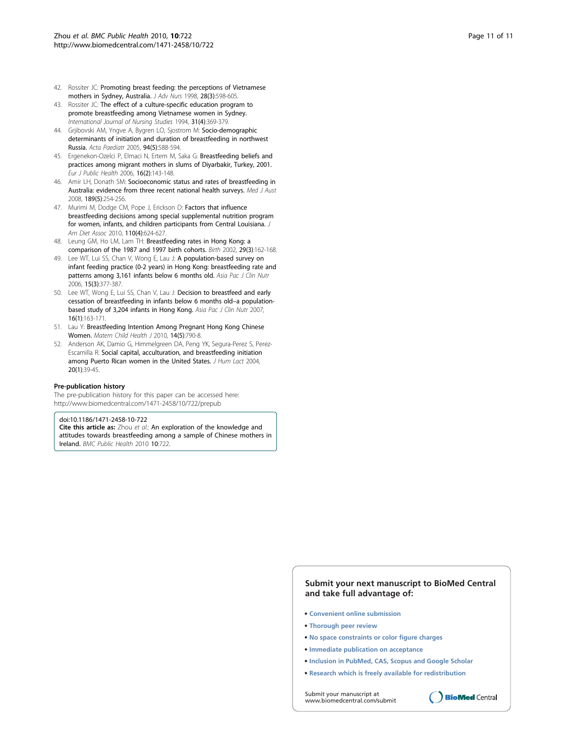42. Rossiter JC: **Promoting breast feeding: the perceptions of Vietnamese mothers in Sydney, Australia.** *J Adv Nurs* 1998, **28(3)**:598-605.
43. Rossiter JC: **The effect of a culture-specific education program to promote breastfeeding among Vietnamese women in Sydney.** *International Journal of Nursing Studies* 1994, **31(4)**:369-379.
44. Grjibovski AM, Yngve A, Bygren LO, Sjostrom M: **Socio-demographic determinants of initiation and duration of breastfeeding in northwest Russia.** *Acta Paediatr* 2005, **94(5)**:588-594.
45. Ergenekon-Ozelci P, Elmaci N, Ertem M, Saka G: **Breastfeeding beliefs and practices among migrant mothers in slums of Diyarbakir, Turkey, 2001.** *Eur J Public Health* 2006, **16(2)**:143-148.
46. Amir LH, Donath SM: **Socioeconomic status and rates of breastfeeding in Australia: evidence from three recent national health surveys.** *Med J Aust* 2008, **189(5)**:254-256.
47. Murimi M, Dodge CM, Pope J, Erickson D: **Factors that influence breastfeeding decisions among special supplemental nutrition program for women, infants, and children participants from Central Louisiana.** *J Am Diet Assoc* 2010, **110(4)**:624-627.
48. Leung GM, Ho LM, Lam TH: **Breastfeeding rates in Hong Kong: a comparison of the 1987 and 1997 birth cohorts.** *Birth* 2002, **29(3)**:162-168.
49. Lee WT, Lui SS, Chan V, Wong E, Lau J: **A population-based survey on infant feeding practice (0-2 years) in Hong Kong: breastfeeding rate and patterns among 3,161 infants below 6 months old.** *Asia Pac J Clin Nutr* 2006, **15(3)**:377-387.
50. Lee WT, Wong E, Lui SS, Chan V, Lau J: **Decision to breastfeed and early cessation of breastfeeding in infants below 6 months old–a population-based study of 3,204 infants in Hong Kong.** *Asia Pac J Clin Nutr* 2007, **16(1)**:163-171.
51. Lau Y: **Breastfeeding Intention Among Pregnant Hong Kong Chinese Women.** *Matern Child Health J* 2010, **14(5)**:790-8.
52. Anderson AK, Damio G, Himmelgreen DA, Peng YK, Segura-Perez S, Perez-Escamilla R: **Social capital, acculturation, and breastfeeding initiation among Puerto Rican women in the United States.** *J Hum Lact* 2004, **20(1)**:39-45.

### Pre-publication history

The pre-publication history for this paper can be accessed here:
http://www.biomedcentral.com/1471-2458/10/722/prepub

doi:10.1186/1471-2458-10-722

**Cite this article as:** Zhou *et al.*: An exploration of the knowledge and attitudes towards breastfeeding among a sample of Chinese mothers in Ireland. *BMC Public Health* 2010 **10**:722.

**Submit your next manuscript to BioMed Central and take full advantage of:**

- **Convenient online submission**
- **Thorough peer review**
- **No space constraints or color figure charges**
- **Immediate publication on acceptance**
- **Inclusion in PubMed, CAS, Scopus and Google Scholar**
- **Research which is freely available for redistribution**

Submit your manuscript at
www.biomedcentral.com/submit

BioMed Central